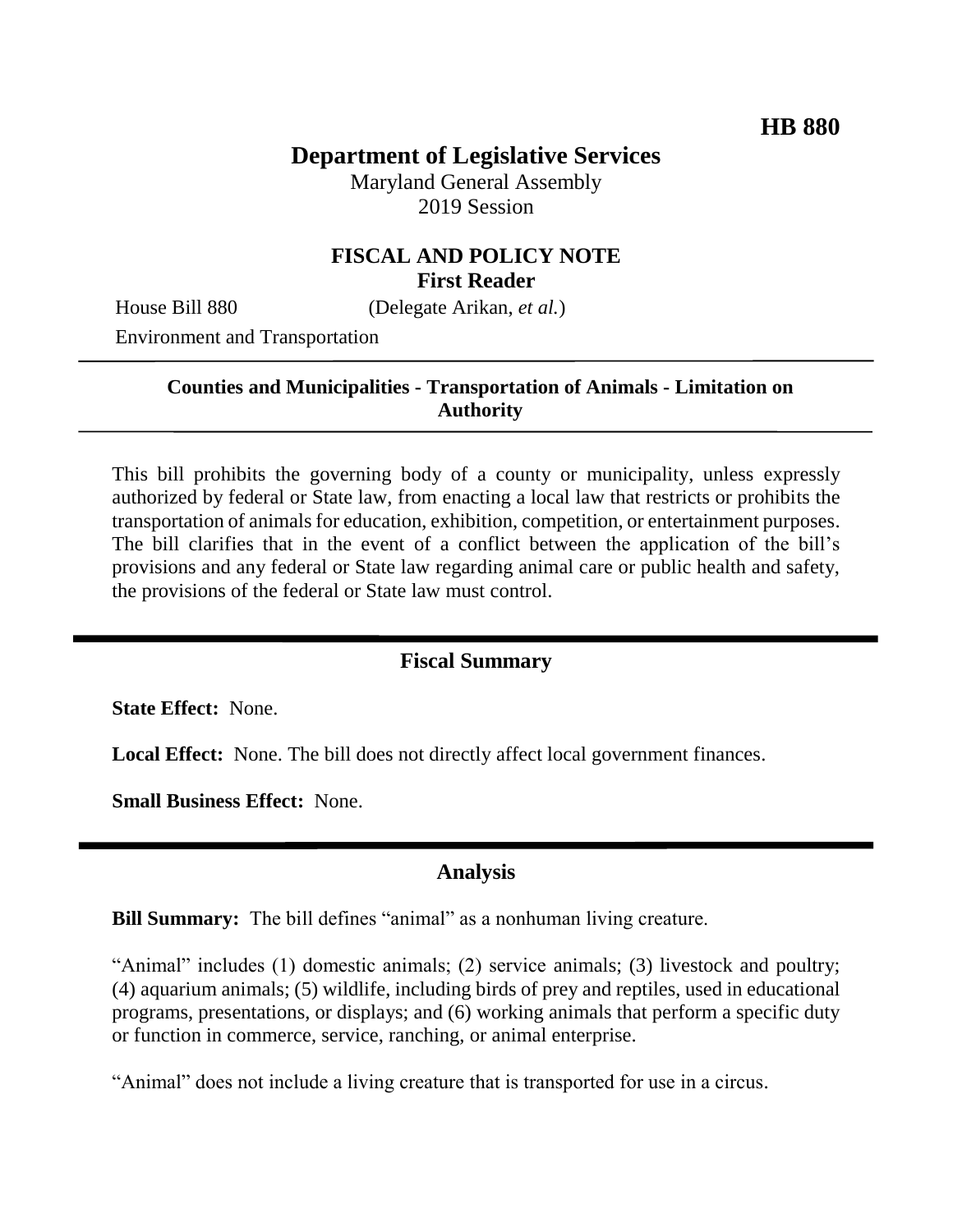**HB 880**

# Department of Legislative Services

Maryland General Assembly
2019 Session

## FISCAL AND POLICY NOTE
**First Reader**

House Bill 880 (Delegate Arikan, *et al.*)
Environment and Transportation

**Counties and Municipalities - Transportation of Animals - Limitation on Authority**

This bill prohibits the governing body of a county or municipality, unless expressly authorized by federal or State law, from enacting a local law that restricts or prohibits the transportation of animals for education, exhibition, competition, or entertainment purposes. The bill clarifies that in the event of a conflict between the application of the bill's provisions and any federal or State law regarding animal care or public health and safety, the provisions of the federal or State law must control.

## Fiscal Summary

**State Effect:** None.

**Local Effect:** None. The bill does not directly affect local government finances.

**Small Business Effect:** None.

## Analysis

**Bill Summary:** The bill defines "animal" as a nonhuman living creature.

"Animal" includes (1) domestic animals; (2) service animals; (3) livestock and poultry; (4) aquarium animals; (5) wildlife, including birds of prey and reptiles, used in educational programs, presentations, or displays; and (6) working animals that perform a specific duty or function in commerce, service, ranching, or animal enterprise.

"Animal" does not include a living creature that is transported for use in a circus.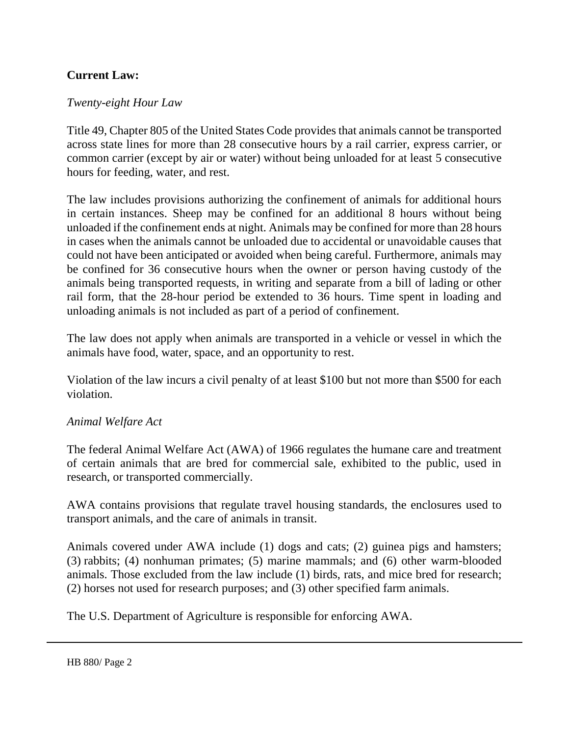**Current Law:**

*Twenty-eight Hour Law*

Title 49, Chapter 805 of the United States Code provides that animals cannot be transported across state lines for more than 28 consecutive hours by a rail carrier, express carrier, or common carrier (except by air or water) without being unloaded for at least 5 consecutive hours for feeding, water, and rest.

The law includes provisions authorizing the confinement of animals for additional hours in certain instances. Sheep may be confined for an additional 8 hours without being unloaded if the confinement ends at night. Animals may be confined for more than 28 hours in cases when the animals cannot be unloaded due to accidental or unavoidable causes that could not have been anticipated or avoided when being careful. Furthermore, animals may be confined for 36 consecutive hours when the owner or person having custody of the animals being transported requests, in writing and separate from a bill of lading or other rail form, that the 28-hour period be extended to 36 hours. Time spent in loading and unloading animals is not included as part of a period of confinement.

The law does not apply when animals are transported in a vehicle or vessel in which the animals have food, water, space, and an opportunity to rest.

Violation of the law incurs a civil penalty of at least $100 but not more than $500 for each violation.

*Animal Welfare Act*

The federal Animal Welfare Act (AWA) of 1966 regulates the humane care and treatment of certain animals that are bred for commercial sale, exhibited to the public, used in research, or transported commercially.

AWA contains provisions that regulate travel housing standards, the enclosures used to transport animals, and the care of animals in transit.

Animals covered under AWA include (1) dogs and cats; (2) guinea pigs and hamsters; (3) rabbits; (4) nonhuman primates; (5) marine mammals; and (6) other warm-blooded animals. Those excluded from the law include (1) birds, rats, and mice bred for research; (2) horses not used for research purposes; and (3) other specified farm animals.

The U.S. Department of Agriculture is responsible for enforcing AWA.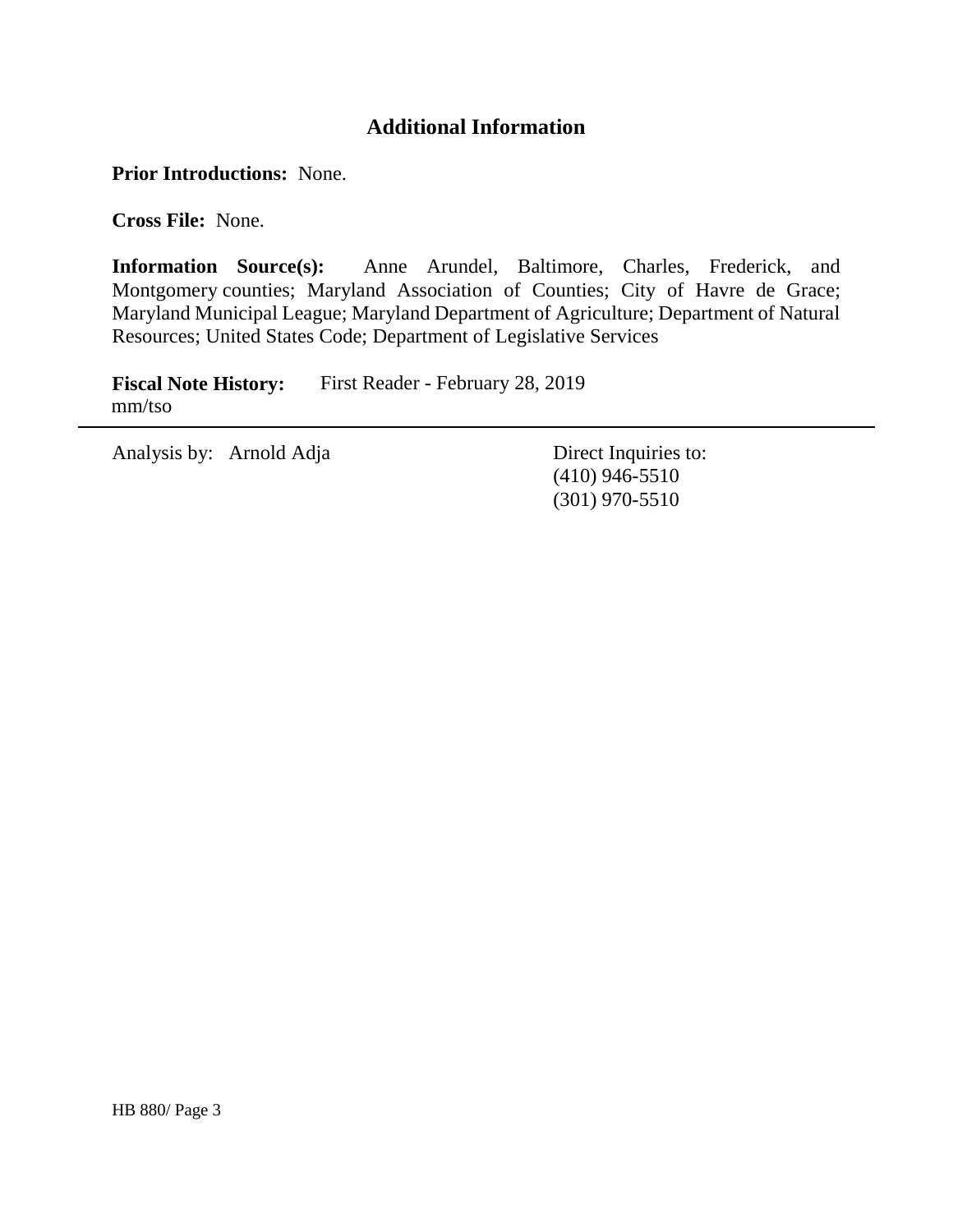## Additional Information

**Prior Introductions:** None.

**Cross File:** None.

**Information Source(s):** Anne Arundel, Baltimore, Charles, Frederick, and Montgomery counties; Maryland Association of Counties; City of Havre de Grace; Maryland Municipal League; Maryland Department of Agriculture; Department of Natural Resources; United States Code; Department of Legislative Services

**Fiscal Note History:** First Reader - February 28, 2019
mm/tso

---

Analysis by: Arnold Adja

Direct Inquiries to:
(410) 946-5510
(301) 970-5510